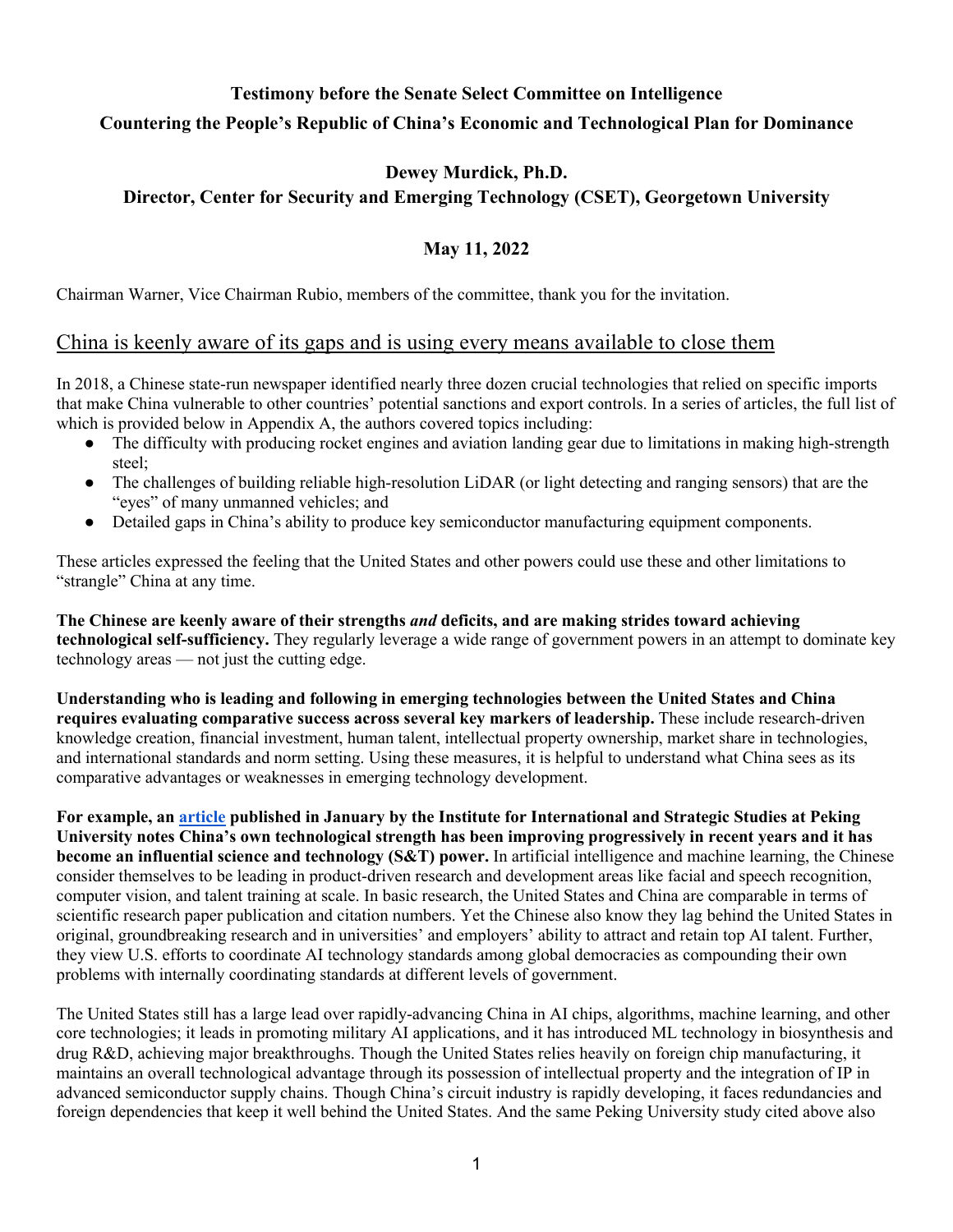**Testimony before the Senate Select Committee on Intelligence**

**Countering the People's Republic of China's Economic and Technological Plan for Dominance**

**Dewey Murdick, Ph.D.**

**Director, Center for Security and Emerging Technology (CSET), Georgetown University**

**May 11, 2022**

Chairman Warner, Vice Chairman Rubio, members of the committee, thank you for the invitation.

## China is keenly aware of its gaps and is using every means available to close them

In 2018, a Chinese state-run newspaper identified nearly three dozen crucial technologies that relied on specific imports that make China vulnerable to other countries' potential sanctions and export controls. In a series of articles, the full list of which is provided below in Appendix A, the authors covered topics including:

- The difficulty with producing rocket engines and aviation landing gear due to limitations in making high-strength steel;
- The challenges of building reliable high-resolution LiDAR (or light detecting and ranging sensors) that are the "eyes" of many unmanned vehicles; and
- Detailed gaps in China's ability to produce key semiconductor manufacturing equipment components.

These articles expressed the feeling that the United States and other powers could use these and other limitations to "strangle" China at any time.

**The Chinese are keenly aware of their strengths *and* deficits, and are making strides toward achieving technological self-sufficiency.** They regularly leverage a wide range of government powers in an attempt to dominate key technology areas — not just the cutting edge.

**Understanding who is leading and following in emerging technologies between the United States and China requires evaluating comparative success across several key markers of leadership.** These include research-driven knowledge creation, financial investment, human talent, intellectual property ownership, market share in technologies, and international standards and norm setting. Using these measures, it is helpful to understand what China sees as its comparative advantages or weaknesses in emerging technology development.

**For example, an article published in January by the Institute for International and Strategic Studies at Peking University notes China's own technological strength has been improving progressively in recent years and it has become an influential science and technology (S&T) power.** In artificial intelligence and machine learning, the Chinese consider themselves to be leading in product-driven research and development areas like facial and speech recognition, computer vision, and talent training at scale. In basic research, the United States and China are comparable in terms of scientific research paper publication and citation numbers. Yet the Chinese also know they lag behind the United States in original, groundbreaking research and in universities' and employers' ability to attract and retain top AI talent. Further, they view U.S. efforts to coordinate AI technology standards among global democracies as compounding their own problems with internally coordinating standards at different levels of government.

The United States still has a large lead over rapidly-advancing China in AI chips, algorithms, machine learning, and other core technologies; it leads in promoting military AI applications, and it has introduced ML technology in biosynthesis and drug R&D, achieving major breakthroughs. Though the United States relies heavily on foreign chip manufacturing, it maintains an overall technological advantage through its possession of intellectual property and the integration of IP in advanced semiconductor supply chains. Though China's circuit industry is rapidly developing, it faces redundancies and foreign dependencies that keep it well behind the United States. And the same Peking University study cited above also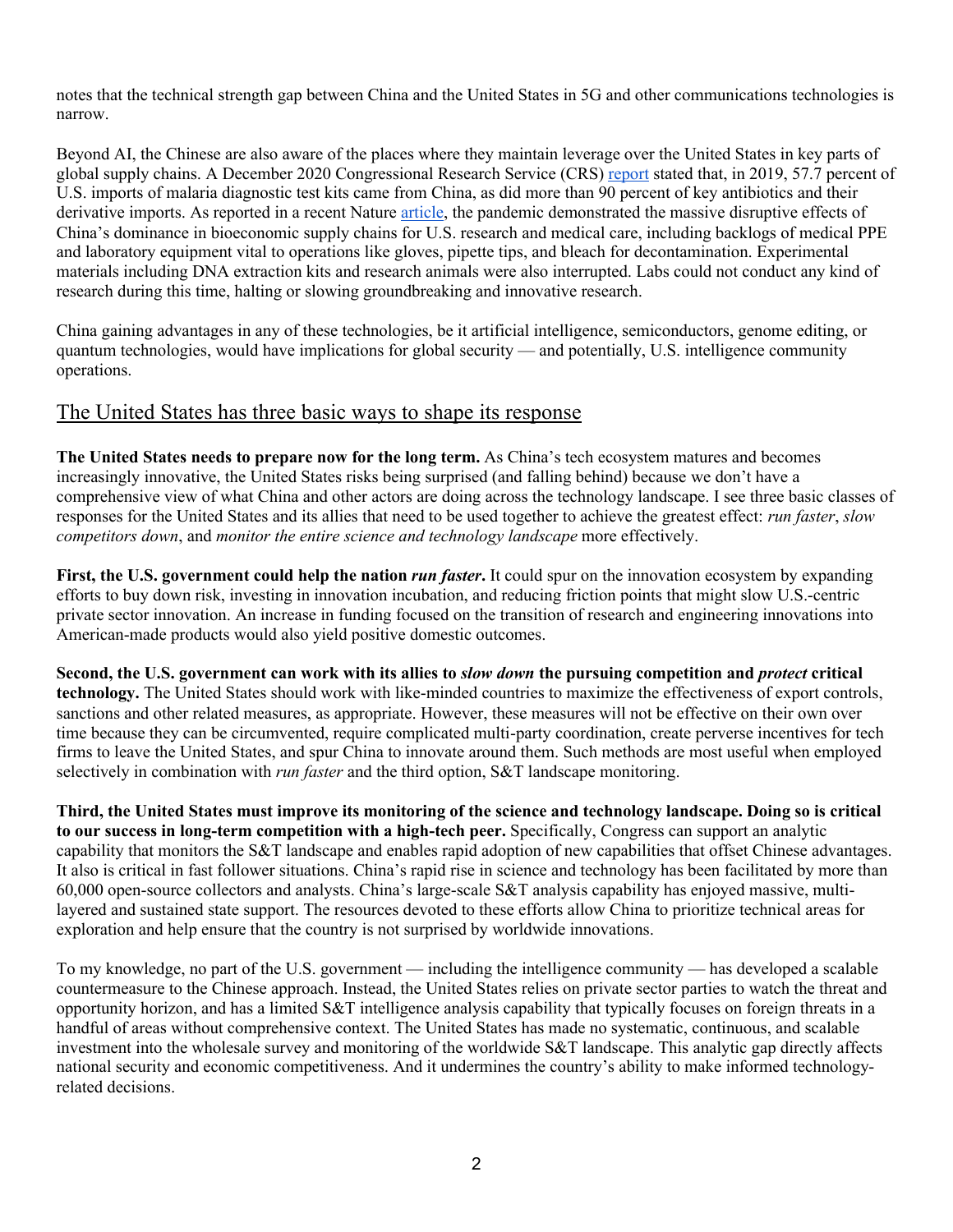notes that the technical strength gap between China and the United States in 5G and other communications technologies is narrow.

Beyond AI, the Chinese are also aware of the places where they maintain leverage over the United States in key parts of global supply chains. A December 2020 Congressional Research Service (CRS) report stated that, in 2019, 57.7 percent of U.S. imports of malaria diagnostic test kits came from China, as did more than 90 percent of key antibiotics and their derivative imports. As reported in a recent Nature article, the pandemic demonstrated the massive disruptive effects of China's dominance in bioeconomic supply chains for U.S. research and medical care, including backlogs of medical PPE and laboratory equipment vital to operations like gloves, pipette tips, and bleach for decontamination. Experimental materials including DNA extraction kits and research animals were also interrupted. Labs could not conduct any kind of research during this time, halting or slowing groundbreaking and innovative research.

China gaining advantages in any of these technologies, be it artificial intelligence, semiconductors, genome editing, or quantum technologies, would have implications for global security — and potentially, U.S. intelligence community operations.

## The United States has three basic ways to shape its response

**The United States needs to prepare now for the long term.** As China's tech ecosystem matures and becomes increasingly innovative, the United States risks being surprised (and falling behind) because we don't have a comprehensive view of what China and other actors are doing across the technology landscape. I see three basic classes of responses for the United States and its allies that need to be used together to achieve the greatest effect: *run faster*, *slow competitors down*, and *monitor the entire science and technology landscape* more effectively.

**First, the U.S. government could help the nation *run faster*.** It could spur on the innovation ecosystem by expanding efforts to buy down risk, investing in innovation incubation, and reducing friction points that might slow U.S.-centric private sector innovation. An increase in funding focused on the transition of research and engineering innovations into American-made products would also yield positive domestic outcomes.

**Second, the U.S. government can work with its allies to *slow down* the pursuing competition and *protect* critical technology.** The United States should work with like-minded countries to maximize the effectiveness of export controls, sanctions and other related measures, as appropriate. However, these measures will not be effective on their own over time because they can be circumvented, require complicated multi-party coordination, create perverse incentives for tech firms to leave the United States, and spur China to innovate around them. Such methods are most useful when employed selectively in combination with *run faster* and the third option, S&T landscape monitoring.

**Third, the United States must improve its monitoring of the science and technology landscape. Doing so is critical to our success in long-term competition with a high-tech peer.** Specifically, Congress can support an analytic capability that monitors the S&T landscape and enables rapid adoption of new capabilities that offset Chinese advantages. It also is critical in fast follower situations. China's rapid rise in science and technology has been facilitated by more than 60,000 open-source collectors and analysts. China's large-scale S&T analysis capability has enjoyed massive, multi-layered and sustained state support. The resources devoted to these efforts allow China to prioritize technical areas for exploration and help ensure that the country is not surprised by worldwide innovations.

To my knowledge, no part of the U.S. government — including the intelligence community — has developed a scalable countermeasure to the Chinese approach. Instead, the United States relies on private sector parties to watch the threat and opportunity horizon, and has a limited S&T intelligence analysis capability that typically focuses on foreign threats in a handful of areas without comprehensive context. The United States has made no systematic, continuous, and scalable investment into the wholesale survey and monitoring of the worldwide S&T landscape. This analytic gap directly affects national security and economic competitiveness. And it undermines the country's ability to make informed technology-related decisions.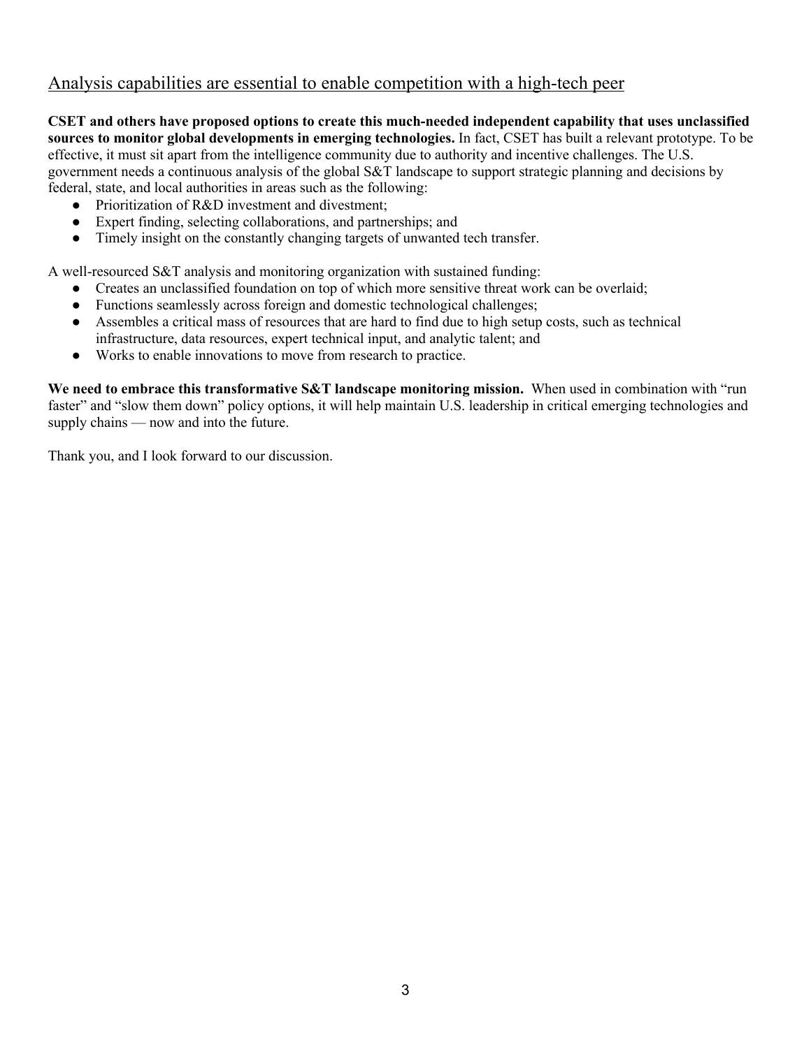## Analysis capabilities are essential to enable competition with a high-tech peer

**CSET and others have proposed options to create this much-needed independent capability that uses unclassified sources to monitor global developments in emerging technologies.** In fact, CSET has built a relevant prototype. To be effective, it must sit apart from the intelligence community due to authority and incentive challenges. The U.S. government needs a continuous analysis of the global S&T landscape to support strategic planning and decisions by federal, state, and local authorities in areas such as the following:

- Prioritization of R&D investment and divestment;
- Expert finding, selecting collaborations, and partnerships; and
- Timely insight on the constantly changing targets of unwanted tech transfer.

A well-resourced S&T analysis and monitoring organization with sustained funding:

- Creates an unclassified foundation on top of which more sensitive threat work can be overlaid;
- Functions seamlessly across foreign and domestic technological challenges;
- Assembles a critical mass of resources that are hard to find due to high setup costs, such as technical infrastructure, data resources, expert technical input, and analytic talent; and
- Works to enable innovations to move from research to practice.

**We need to embrace this transformative S&T landscape monitoring mission.** When used in combination with "run faster" and "slow them down" policy options, it will help maintain U.S. leadership in critical emerging technologies and supply chains — now and into the future.

Thank you, and I look forward to our discussion.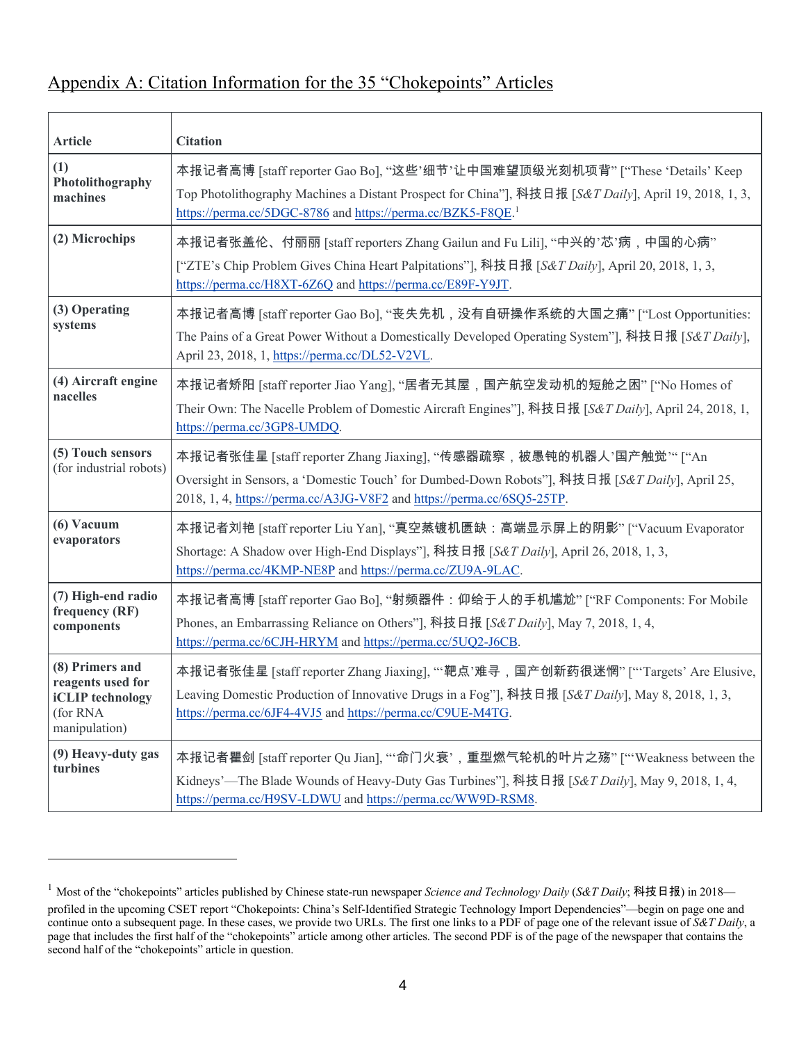## Appendix A: Citation Information for the 35 "Chokepoints" Articles

| Article | Citation |
|---|---|
| **(1) Photolithography machines** | 本报记者高博 [staff reporter Gao Bo], "这些'细节'让中国难望顶级光刻机项背" ["These 'Details' Keep Top Photolithography Machines a Distant Prospect for China"], 科技日报 [*S&T Daily*], April 19, 2018, 1, 3, https://perma.cc/5DGC-8786 and https://perma.cc/BZK5-F8QE.[1] |
| **(2) Microchips** | 本报记者张盖伦、付丽丽 [staff reporters Zhang Gailun and Fu Lili], "中兴的'芯'病，中国的心病" ["ZTE's Chip Problem Gives China Heart Palpitations"], 科技日报 [*S&T Daily*], April 20, 2018, 1, 3, https://perma.cc/H8XT-6Z6Q and https://perma.cc/E89F-Y9JT. |
| **(3) Operating systems** | 本报记者高博 [staff reporter Gao Bo], "丧失先机，没有自研操作系统的大国之痛" ["Lost Opportunities: The Pains of a Great Power Without a Domestically Developed Operating System"], 科技日报 [*S&T Daily*], April 23, 2018, 1, https://perma.cc/DL52-V2VL. |
| **(4) Aircraft engine nacelles** | 本报记者矫阳 [staff reporter Jiao Yang], "居者无其屋，国产航空发动机的短舱之困" ["No Homes of Their Own: The Nacelle Problem of Domestic Aircraft Engines"], 科技日报 [*S&T Daily*], April 24, 2018, 1, https://perma.cc/3GP8-UMDQ. |
| **(5) Touch sensors** (for industrial robots) | 本报记者张佳星 [staff reporter Zhang Jiaxing], "传感器疏察，被愚钝的机器人'国产触觉'" ["An Oversight in Sensors, a 'Domestic Touch' for Dumbed-Down Robots"], 科技日报 [*S&T Daily*], April 25, 2018, 1, 4, https://perma.cc/A3JG-V8F2 and https://perma.cc/6SQ5-25TP. |
| **(6) Vacuum evaporators** | 本报记者刘艳 [staff reporter Liu Yan], "真空蒸镀机匮缺：高端显示屏上的阴影" ["Vacuum Evaporator Shortage: A Shadow over High-End Displays"], 科技日报 [*S&T Daily*], April 26, 2018, 1, 3, https://perma.cc/4KMP-NE8P and https://perma.cc/ZU9A-9LAC. |
| **(7) High-end radio frequency (RF) components** | 本报记者高博 [staff reporter Gao Bo], "射频器件：仰给于人的手机尴尬" ["RF Components: For Mobile Phones, an Embarrassing Reliance on Others"], 科技日报 [*S&T Daily*], May 7, 2018, 1, 4, https://perma.cc/6CJH-HRYM and https://perma.cc/5UQ2-J6CB. |
| **(8) Primers and reagents used for iCLIP technology** (for RNA manipulation) | 本报记者张佳星 [staff reporter Zhang Jiaxing], "'靶点'难寻，国产创新药很迷惘" ["'Targets' Are Elusive, Leaving Domestic Production of Innovative Drugs in a Fog"], 科技日报 [*S&T Daily*], May 8, 2018, 1, 3, https://perma.cc/6JF4-4VJ5 and https://perma.cc/C9UE-M4TG. |
| **(9) Heavy-duty gas turbines** | 本报记者瞿剑 [staff reporter Qu Jian], "'命门火衰'，重型燃气轮机的叶片之殇" ["'Weakness between the Kidneys'—The Blade Wounds of Heavy-Duty Gas Turbines"], 科技日报 [*S&T Daily*], May 9, 2018, 1, 4, https://perma.cc/H9SV-LDWU and https://perma.cc/WW9D-RSM8. |

[1] Most of the "chokepoints" articles published by Chinese state-run newspaper *Science and Technology Daily* (*S&T Daily*; 科技日报) in 2018—profiled in the upcoming CSET report "Chokepoints: China's Self-Identified Strategic Technology Import Dependencies"—begin on page one and continue onto a subsequent page. In these cases, we provide two URLs. The first one links to a PDF of page one of the relevant issue of *S&T Daily*, a page that includes the first half of the "chokepoints" article among other articles. The second PDF is of the page of the newspaper that contains the second half of the "chokepoints" article in question.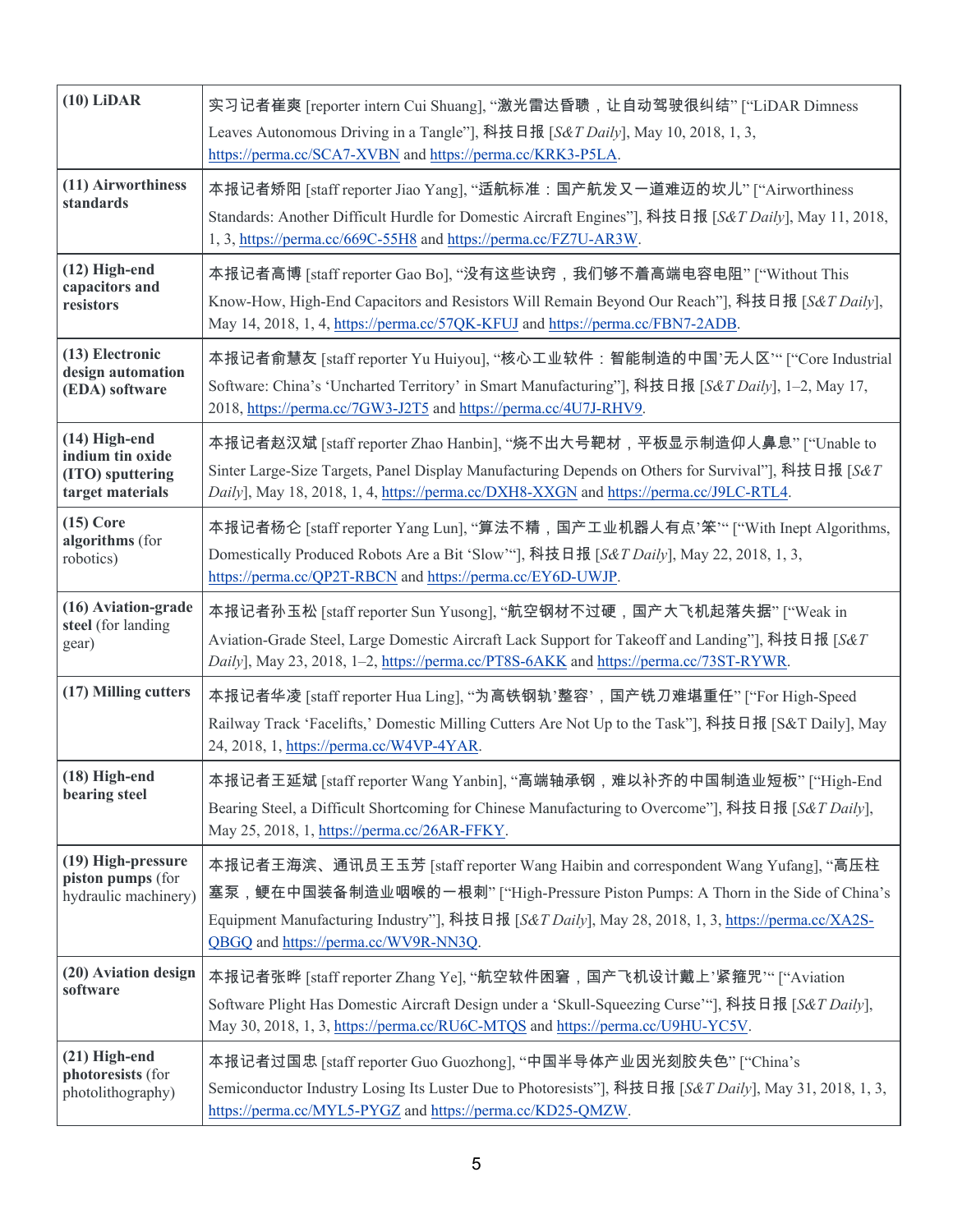| | |
|---|---|
| **(10) LiDAR** | 实习记者崔爽 [reporter intern Cui Shuang], "激光雷达昏聩，让自动驾驶很纠结" ["LiDAR Dimness Leaves Autonomous Driving in a Tangle"], 科技日报 [*S&T Daily*], May 10, 2018, 1, 3, https://perma.cc/SCA7-XVBN and https://perma.cc/KRK3-P5LA. |
| **(11) Airworthiness standards** | 本报记者矫阳 [staff reporter Jiao Yang], "适航标准：国产航发又一道难迈的坎儿" ["Airworthiness Standards: Another Difficult Hurdle for Domestic Aircraft Engines"], 科技日报 [*S&T Daily*], May 11, 2018, 1, 3, https://perma.cc/669C-55H8 and https://perma.cc/FZ7U-AR3W. |
| **(12) High-end capacitors and resistors** | 本报记者高博 [staff reporter Gao Bo], "没有这些诀窍，我们够不着高端电容电阻" ["Without This Know-How, High-End Capacitors and Resistors Will Remain Beyond Our Reach"], 科技日报 [*S&T Daily*], May 14, 2018, 1, 4, https://perma.cc/57QK-KFUJ and https://perma.cc/FBN7-2ADB. |
| **(13) Electronic design automation (EDA) software** | 本报记者俞慧友 [staff reporter Yu Huiyou], "核心工业软件：智能制造的中国'无人区'" ["Core Industrial Software: China's 'Uncharted Territory' in Smart Manufacturing"], 科技日报 [*S&T Daily*], 1–2, May 17, 2018, https://perma.cc/7GW3-J2T5 and https://perma.cc/4U7J-RHV9. |
| **(14) High-end indium tin oxide (ITO) sputtering target materials** | 本报记者赵汉斌 [staff reporter Zhao Hanbin], "烧不出大号靶材，平板显示制造仰人鼻息" ["Unable to Sinter Large-Size Targets, Panel Display Manufacturing Depends on Others for Survival"], 科技日报 [*S&T Daily*], May 18, 2018, 1, 4, https://perma.cc/DXH8-XXGN and https://perma.cc/J9LC-RTL4. |
| **(15) Core algorithms** (for robotics) | 本报记者杨仑 [staff reporter Yang Lun], "算法不精，国产工业机器人有点'笨'" ["With Inept Algorithms, Domestically Produced Robots Are a Bit 'Slow'"], 科技日报 [*S&T Daily*], May 22, 2018, 1, 3, https://perma.cc/QP2T-RBCN and https://perma.cc/EY6D-UWJP. |
| **(16) Aviation-grade steel** (for landing gear) | 本报记者孙玉松 [staff reporter Sun Yusong], "航空钢材不过硬，国产大飞机起落失据" ["Weak in Aviation-Grade Steel, Large Domestic Aircraft Lack Support for Takeoff and Landing"], 科技日报 [*S&T Daily*], May 23, 2018, 1–2, https://perma.cc/PT8S-6AKK and https://perma.cc/73ST-RYWR. |
| **(17) Milling cutters** | 本报记者华凌 [staff reporter Hua Ling], "为高铁钢轨'整容'，国产铣刀难堪重任" ["For High-Speed Railway Track 'Facelifts,' Domestic Milling Cutters Are Not Up to the Task"], 科技日报 [S&T Daily], May 24, 2018, 1, https://perma.cc/W4VP-4YAR. |
| **(18) High-end bearing steel** | 本报记者王延斌 [staff reporter Wang Yanbin], "高端轴承钢，难以补齐的中国制造业短板" ["High-End Bearing Steel, a Difficult Shortcoming for Chinese Manufacturing to Overcome"], 科技日报 [*S&T Daily*], May 25, 2018, 1, https://perma.cc/26AR-FFKY. |
| **(19) High-pressure piston pumps** (for hydraulic machinery) | 本报记者王海滨、通讯员王玉芳 [staff reporter Wang Haibin and correspondent Wang Yufang], "高压柱塞泵，鲠在中国装备制造业咽喉的一根刺" ["High-Pressure Piston Pumps: A Thorn in the Side of China's Equipment Manufacturing Industry"], 科技日报 [*S&T Daily*], May 28, 2018, 1, 3, https://perma.cc/XA2S-QBGQ and https://perma.cc/WV9R-NN3Q. |
| **(20) Aviation design software** | 本报记者张晔 [staff reporter Zhang Ye], "航空软件困窘，国产飞机设计戴上'紧箍咒'" ["Aviation Software Plight Has Domestic Aircraft Design under a 'Skull-Squeezing Curse'"], 科技日报 [*S&T Daily*], May 30, 2018, 1, 3, https://perma.cc/RU6C-MTQS and https://perma.cc/U9HU-YC5V. |
| **(21) High-end photoresists** (for photolithography) | 本报记者过国忠 [staff reporter Guo Guozhong], "中国半导体产业因光刻胶失色" ["China's Semiconductor Industry Losing Its Luster Due to Photoresists"], 科技日报 [*S&T Daily*], May 31, 2018, 1, 3, https://perma.cc/MYL5-PYGZ and https://perma.cc/KD25-QMZW. |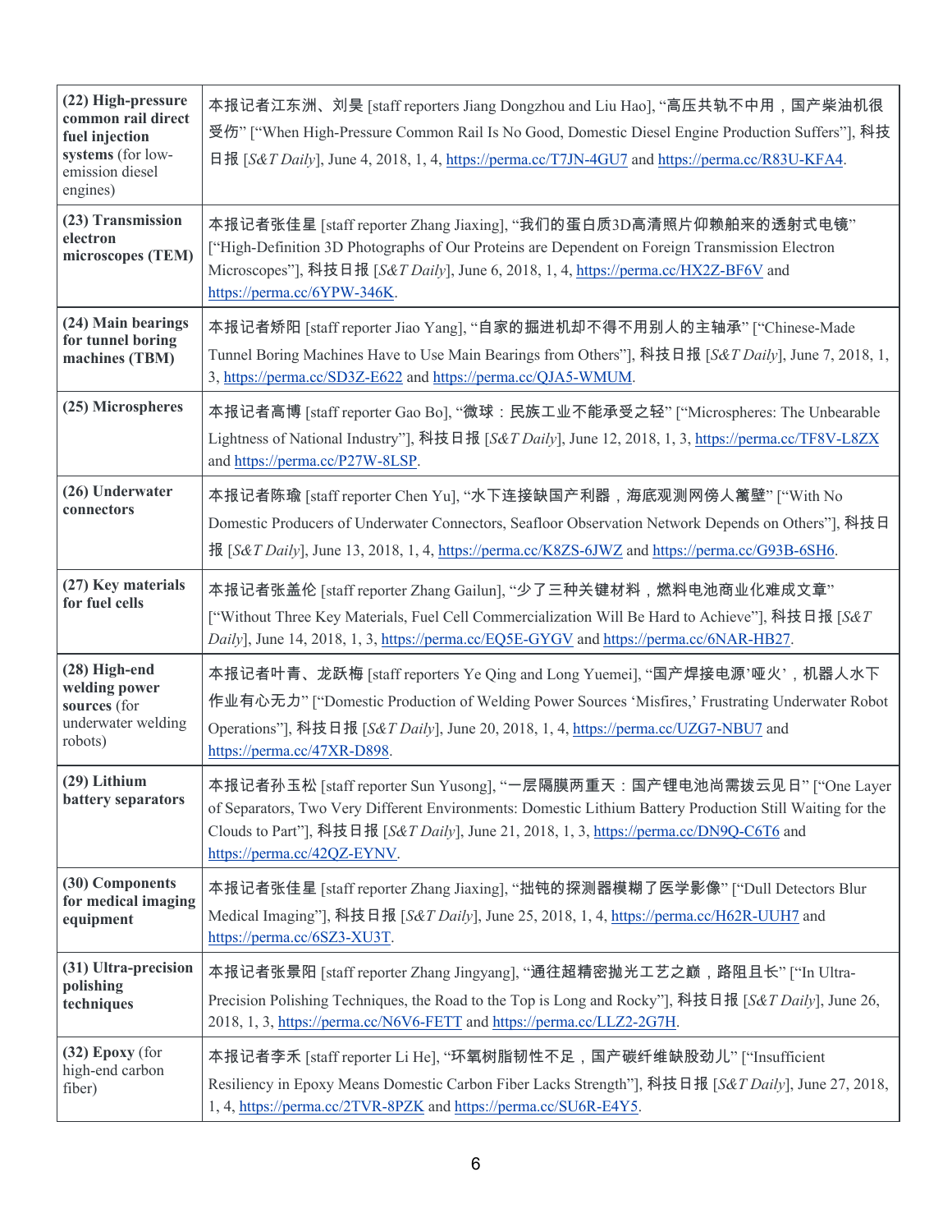| | |
|---|---|
| **(22) High-pressure common rail direct fuel injection systems** (for low-emission diesel engines) | 本报记者江东洲、刘昊 [staff reporters Jiang Dongzhou and Liu Hao], "高压共轨不中用，国产柴油机很受伤" ["When High-Pressure Common Rail Is No Good, Domestic Diesel Engine Production Suffers"], 科技日报 [*S&T Daily*], June 4, 2018, 1, 4, https://perma.cc/T7JN-4GU7 and https://perma.cc/R83U-KFA4. |
| **(23) Transmission electron microscopes (TEM)** | 本报记者张佳星 [staff reporter Zhang Jiaxing], "我们的蛋白质3D高清照片仰赖舶来的透射式电镜" ["High-Definition 3D Photographs of Our Proteins are Dependent on Foreign Transmission Electron Microscopes"], 科技日报 [*S&T Daily*], June 6, 2018, 1, 4, https://perma.cc/HX2Z-BF6V and https://perma.cc/6YPW-346K. |
| **(24) Main bearings for tunnel boring machines (TBM)** | 本报记者矫阳 [staff reporter Jiao Yang], "自家的掘进机却不得不用别人的主轴承" ["Chinese-Made Tunnel Boring Machines Have to Use Main Bearings from Others"], 科技日报 [*S&T Daily*], June 7, 2018, 1, 3, https://perma.cc/SD3Z-E622 and https://perma.cc/QJA5-WMUM. |
| **(25) Microspheres** | 本报记者高博 [staff reporter Gao Bo], "微球：民族工业不能承受之轻" ["Microspheres: The Unbearable Lightness of National Industry"], 科技日报 [*S&T Daily*], June 12, 2018, 1, 3, https://perma.cc/TF8V-L8ZX and https://perma.cc/P27W-8LSP. |
| **(26) Underwater connectors** | 本报记者陈瑜 [staff reporter Chen Yu], "水下连接缺国产利器，海底观测网傍人篱壁" ["With No Domestic Producers of Underwater Connectors, Seafloor Observation Network Depends on Others"], 科技日报 [*S&T Daily*], June 13, 2018, 1, 4, https://perma.cc/K8ZS-6JWZ and https://perma.cc/G93B-6SH6. |
| **(27) Key materials for fuel cells** | 本报记者张盖伦 [staff reporter Zhang Gailun], "少了三种关键材料，燃料电池商业化难成文章" ["Without Three Key Materials, Fuel Cell Commercialization Will Be Hard to Achieve"], 科技日报 [*S&T Daily*], June 14, 2018, 1, 3, https://perma.cc/EQ5E-GYGV and https://perma.cc/6NAR-HB27. |
| **(28) High-end welding power sources** (for underwater welding robots) | 本报记者叶青、龙跃梅 [staff reporters Ye Qing and Long Yuemei], "国产焊接电源'哑火'，机器人水下作业有心无力" ["Domestic Production of Welding Power Sources 'Misfires,' Frustrating Underwater Robot Operations"], 科技日报 [*S&T Daily*], June 20, 2018, 1, 4, https://perma.cc/UZG7-NBU7 and https://perma.cc/47XR-D898. |
| **(29) Lithium battery separators** | 本报记者孙玉松 [staff reporter Sun Yusong], "一层隔膜两重天：国产锂电池尚需拨云见日" ["One Layer of Separators, Two Very Different Environments: Domestic Lithium Battery Production Still Waiting for the Clouds to Part"], 科技日报 [*S&T Daily*], June 21, 2018, 1, 3, https://perma.cc/DN9Q-C6T6 and https://perma.cc/42QZ-EYNV. |
| **(30) Components for medical imaging equipment** | 本报记者张佳星 [staff reporter Zhang Jiaxing], "拙钝的探测器模糊了医学影像" ["Dull Detectors Blur Medical Imaging"], 科技日报 [*S&T Daily*], June 25, 2018, 1, 4, https://perma.cc/H62R-UUH7 and https://perma.cc/6SZ3-XU3T. |
| **(31) Ultra-precision polishing techniques** | 本报记者张景阳 [staff reporter Zhang Jingyang], "通往超精密抛光工艺之巅，路阻且长" ["In Ultra-Precision Polishing Techniques, the Road to the Top is Long and Rocky"], 科技日报 [*S&T Daily*], June 26, 2018, 1, 3, https://perma.cc/N6V6-FETT and https://perma.cc/LLZ2-2G7H. |
| **(32) Epoxy** (for high-end carbon fiber) | 本报记者李禾 [staff reporter Li He], "环氧树脂韧性不足，国产碳纤维缺股劲儿" ["Insufficient Resiliency in Epoxy Means Domestic Carbon Fiber Lacks Strength"], 科技日报 [*S&T Daily*], June 27, 2018, 1, 4, https://perma.cc/2TVR-8PZK and https://perma.cc/SU6R-E4Y5. |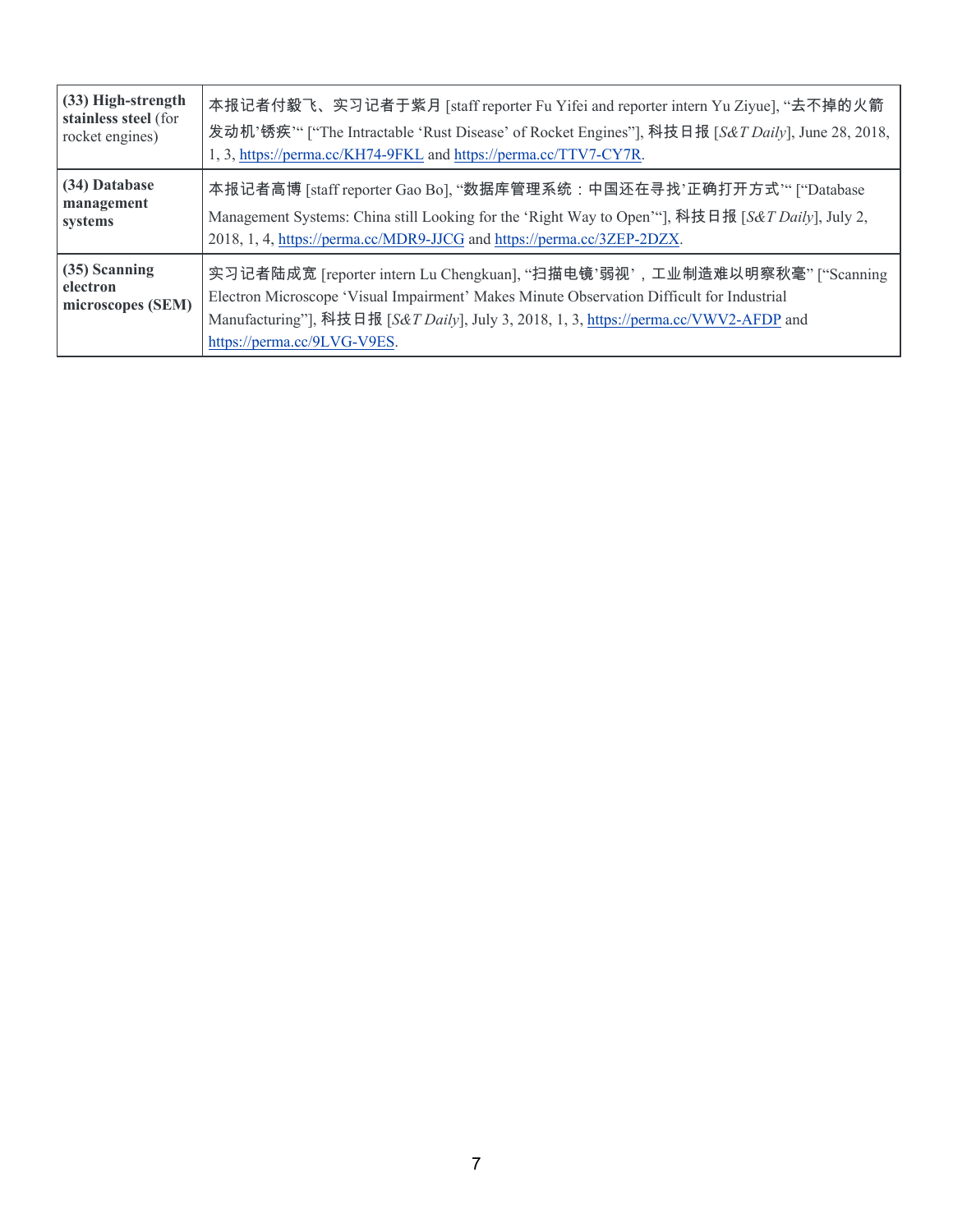| | |
|---|---|
| **(33) High-strength stainless steel** (for rocket engines) | 本报记者付毅飞、实习记者于紫月 [staff reporter Fu Yifei and reporter intern Yu Ziyue], "去不掉的火箭发动机'锈疾'" ["The Intractable 'Rust Disease' of Rocket Engines"], 科技日报 [*S&T Daily*], June 28, 2018, 1, 3, https://perma.cc/KH74-9FKL and https://perma.cc/TTV7-CY7R. |
| **(34) Database management systems** | 本报记者高博 [staff reporter Gao Bo], "数据库管理系统：中国还在寻找'正确打开方式'" ["Database Management Systems: China still Looking for the 'Right Way to Open'"], 科技日报 [*S&T Daily*], July 2, 2018, 1, 4, https://perma.cc/MDR9-JJCG and https://perma.cc/3ZEP-2DZX. |
| **(35) Scanning electron microscopes (SEM)** | 实习记者陆成宽 [reporter intern Lu Chengkuan], "扫描电镜'弱视'，工业制造难以明察秋毫" ["Scanning Electron Microscope 'Visual Impairment' Makes Minute Observation Difficult for Industrial Manufacturing"], 科技日报 [*S&T Daily*], July 3, 2018, 1, 3, https://perma.cc/VWV2-AFDP and https://perma.cc/9LVG-V9ES. |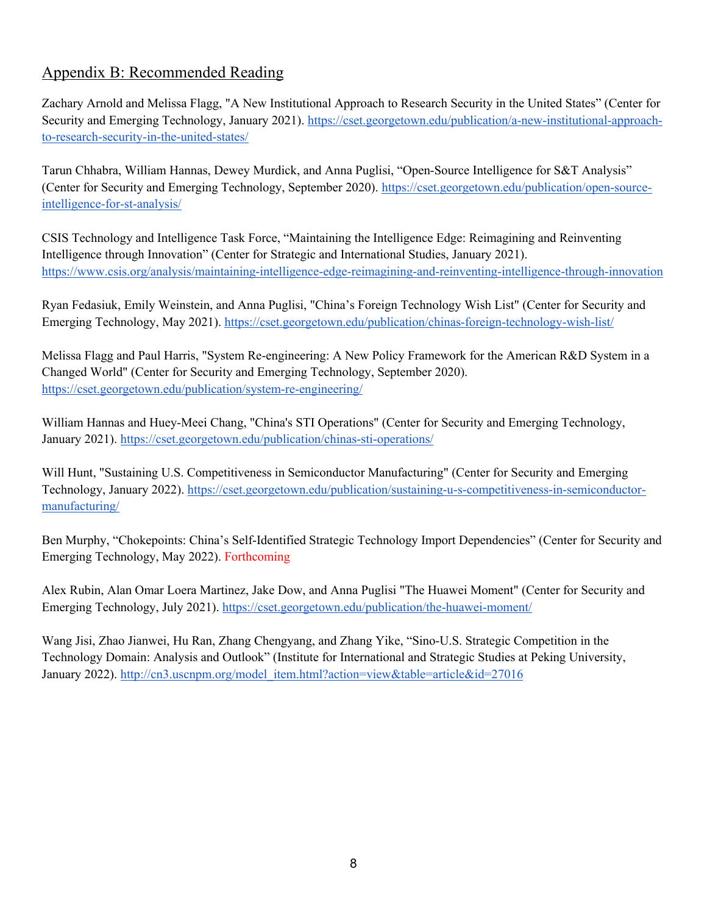## Appendix B: Recommended Reading

Zachary Arnold and Melissa Flagg, "A New Institutional Approach to Research Security in the United States" (Center for Security and Emerging Technology, January 2021). https://cset.georgetown.edu/publication/a-new-institutional-approach-to-research-security-in-the-united-states/

Tarun Chhabra, William Hannas, Dewey Murdick, and Anna Puglisi, "Open-Source Intelligence for S&T Analysis" (Center for Security and Emerging Technology, September 2020). https://cset.georgetown.edu/publication/open-source-intelligence-for-st-analysis/

CSIS Technology and Intelligence Task Force, "Maintaining the Intelligence Edge: Reimagining and Reinventing Intelligence through Innovation" (Center for Strategic and International Studies, January 2021). https://www.csis.org/analysis/maintaining-intelligence-edge-reimagining-and-reinventing-intelligence-through-innovation

Ryan Fedasiuk, Emily Weinstein, and Anna Puglisi, "China's Foreign Technology Wish List" (Center for Security and Emerging Technology, May 2021). https://cset.georgetown.edu/publication/chinas-foreign-technology-wish-list/

Melissa Flagg and Paul Harris, "System Re-engineering: A New Policy Framework for the American R&D System in a Changed World" (Center for Security and Emerging Technology, September 2020). https://cset.georgetown.edu/publication/system-re-engineering/

William Hannas and Huey-Meei Chang, "China's STI Operations" (Center for Security and Emerging Technology, January 2021). https://cset.georgetown.edu/publication/chinas-sti-operations/

Will Hunt, "Sustaining U.S. Competitiveness in Semiconductor Manufacturing" (Center for Security and Emerging Technology, January 2022). https://cset.georgetown.edu/publication/sustaining-u-s-competitiveness-in-semiconductor-manufacturing/

Ben Murphy, "Chokepoints: China's Self-Identified Strategic Technology Import Dependencies" (Center for Security and Emerging Technology, May 2022). Forthcoming

Alex Rubin, Alan Omar Loera Martinez, Jake Dow, and Anna Puglisi "The Huawei Moment" (Center for Security and Emerging Technology, July 2021). https://cset.georgetown.edu/publication/the-huawei-moment/

Wang Jisi, Zhao Jianwei, Hu Ran, Zhang Chengyang, and Zhang Yike, "Sino-U.S. Strategic Competition in the Technology Domain: Analysis and Outlook" (Institute for International and Strategic Studies at Peking University, January 2022). http://cn3.uscnpm.org/model_item.html?action=view&table=article&id=27016